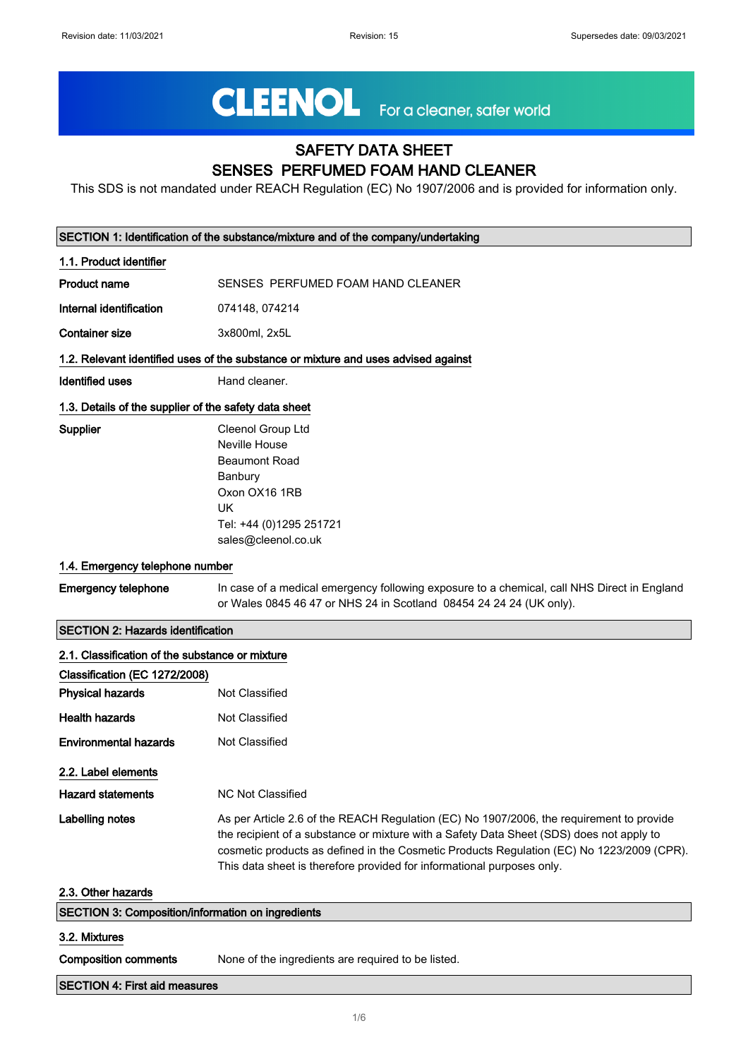Revision date: 11/03/2021 Revision: 15 Supersedes date: 09/03/2021

CLEENOL For a cleaner, safer world

# SAFETY DATA SHEET
# SENSES PERFUMED FOAM HAND CLEANER

This SDS is not mandated under REACH Regulation (EC) No 1907/2006 and is provided for information only.

## SECTION 1: Identification of the substance/mixture and of the company/undertaking

### 1.1. Product identifier

**Product name** SENSES PERFUMED FOAM HAND CLEANER

**Internal identification** 074148, 074214

**Container size** 3x800ml, 2x5L

### 1.2. Relevant identified uses of the substance or mixture and uses advised against

**Identified uses** Hand cleaner.

### 1.3. Details of the supplier of the safety data sheet

**Supplier**
Cleenol Group Ltd
Neville House
Beaumont Road
Banbury
Oxon OX16 1RB
UK
Tel: +44 (0)1295 251721
sales@cleenol.co.uk

### 1.4. Emergency telephone number

**Emergency telephone** In case of a medical emergency following exposure to a chemical, call NHS Direct in England or Wales 0845 46 47 or NHS 24 in Scotland 08454 24 24 24 (UK only).

## SECTION 2: Hazards identification

### 2.1. Classification of the substance or mixture

**Classification (EC 1272/2008)**

**Physical hazards** Not Classified

**Health hazards** Not Classified

**Environmental hazards** Not Classified

### 2.2. Label elements

**Hazard statements** NC Not Classified

**Labelling notes** As per Article 2.6 of the REACH Regulation (EC) No 1907/2006, the requirement to provide the recipient of a substance or mixture with a Safety Data Sheet (SDS) does not apply to cosmetic products as defined in the Cosmetic Products Regulation (EC) No 1223/2009 (CPR). This data sheet is therefore provided for informational purposes only.

### 2.3. Other hazards

## SECTION 3: Composition/information on ingredients

### 3.2. Mixtures

**Composition comments** None of the ingredients are required to be listed.

## SECTION 4: First aid measures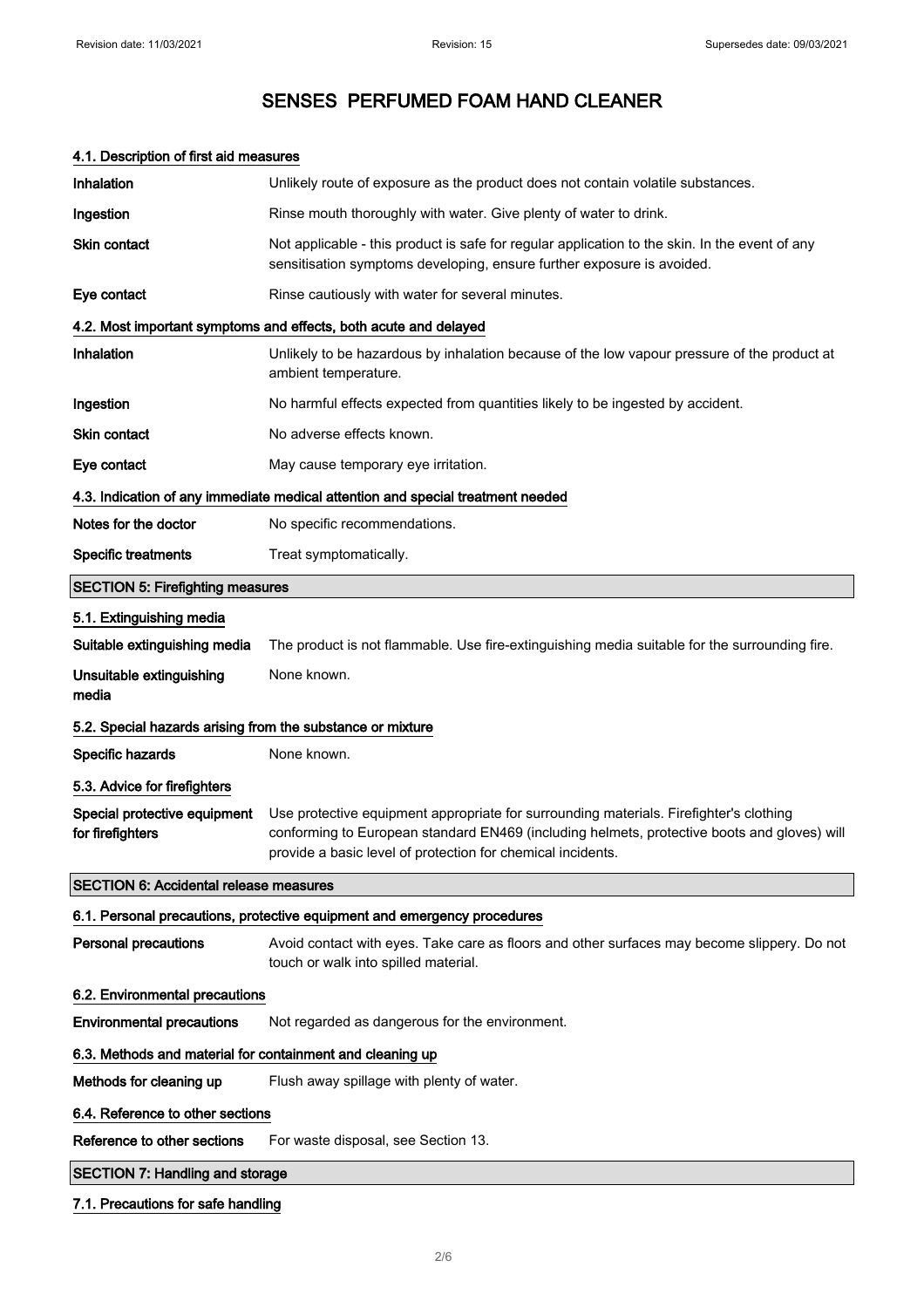# SENSES PERFUMED FOAM HAND CLEANER

### 4.1. Description of first aid measures

| | |
|---|---|
| **Inhalation** | Unlikely route of exposure as the product does not contain volatile substances. |
| **Ingestion** | Rinse mouth thoroughly with water. Give plenty of water to drink. |
| **Skin contact** | Not applicable - this product is safe for regular application to the skin. In the event of any sensitisation symptoms developing, ensure further exposure is avoided. |
| **Eye contact** | Rinse cautiously with water for several minutes. |

### 4.2. Most important symptoms and effects, both acute and delayed

| | |
|---|---|
| **Inhalation** | Unlikely to be hazardous by inhalation because of the low vapour pressure of the product at ambient temperature. |
| **Ingestion** | No harmful effects expected from quantities likely to be ingested by accident. |
| **Skin contact** | No adverse effects known. |
| **Eye contact** | May cause temporary eye irritation. |

### 4.3. Indication of any immediate medical attention and special treatment needed

| | |
|---|---|
| **Notes for the doctor** | No specific recommendations. |
| **Specific treatments** | Treat symptomatically. |

## SECTION 5: Firefighting measures

### 5.1. Extinguishing media

| | |
|---|---|
| **Suitable extinguishing media** | The product is not flammable. Use fire-extinguishing media suitable for the surrounding fire. |
| **Unsuitable extinguishing media** | None known. |

### 5.2. Special hazards arising from the substance or mixture

| | |
|---|---|
| **Specific hazards** | None known. |

### 5.3. Advice for firefighters

| | |
|---|---|
| **Special protective equipment for firefighters** | Use protective equipment appropriate for surrounding materials. Firefighter's clothing conforming to European standard EN469 (including helmets, protective boots and gloves) will provide a basic level of protection for chemical incidents. |

## SECTION 6: Accidental release measures

### 6.1. Personal precautions, protective equipment and emergency procedures

| | |
|---|---|
| **Personal precautions** | Avoid contact with eyes. Take care as floors and other surfaces may become slippery. Do not touch or walk into spilled material. |

### 6.2. Environmental precautions

| | |
|---|---|
| **Environmental precautions** | Not regarded as dangerous for the environment. |

### 6.3. Methods and material for containment and cleaning up

| | |
|---|---|
| **Methods for cleaning up** | Flush away spillage with plenty of water. |

### 6.4. Reference to other sections

| | |
|---|---|
| **Reference to other sections** | For waste disposal, see Section 13. |

## SECTION 7: Handling and storage

### 7.1. Precautions for safe handling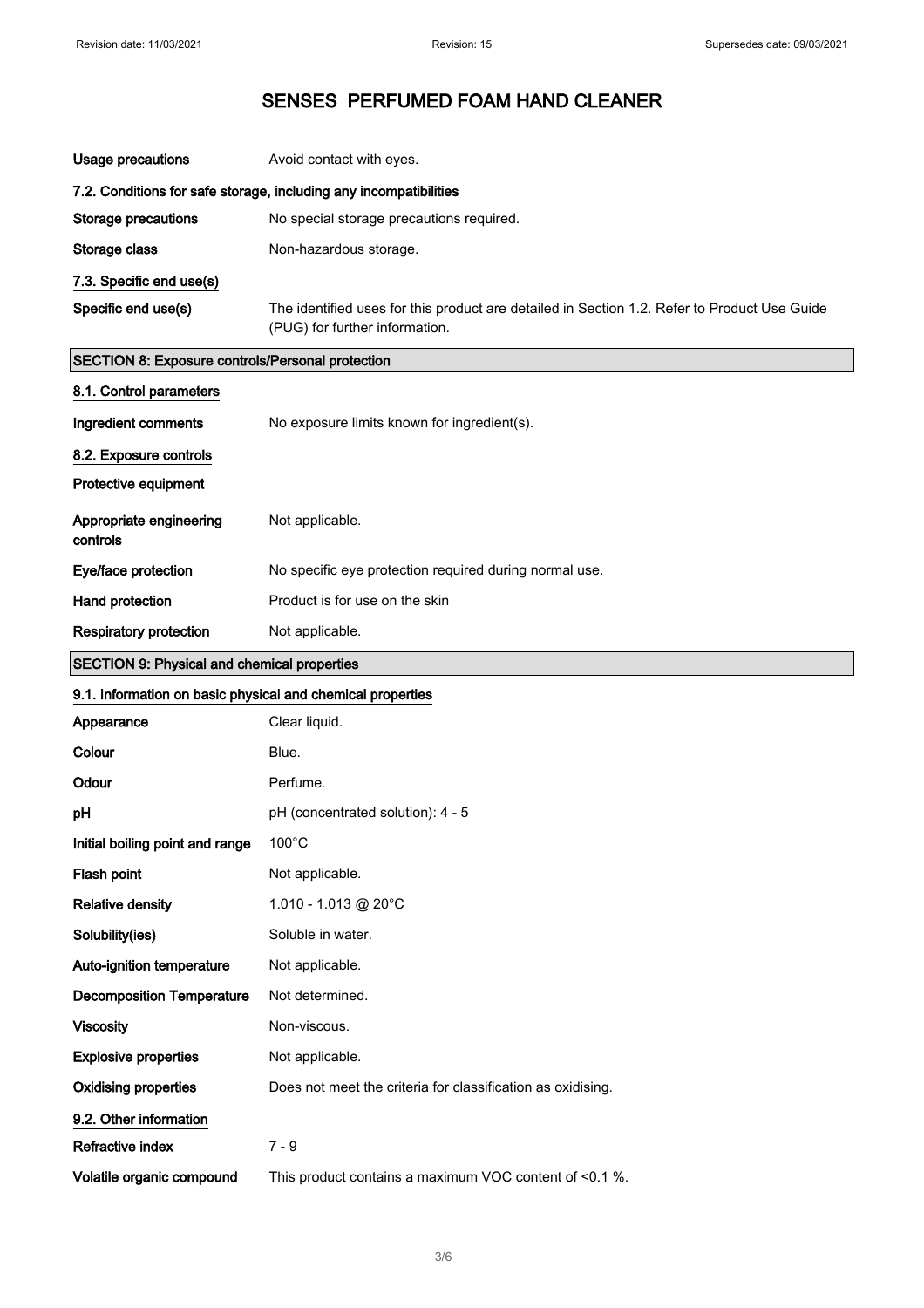# SENSES PERFUMED FOAM HAND CLEANER

| | |
|---|---|
| **Usage precautions** | Avoid contact with eyes. |

### 7.2. Conditions for safe storage, including any incompatibilities

| | |
|---|---|
| **Storage precautions** | No special storage precautions required. |
| **Storage class** | Non-hazardous storage. |

### 7.3. Specific end use(s)

| | |
|---|---|
| **Specific end use(s)** | The identified uses for this product are detailed in Section 1.2. Refer to Product Use Guide (PUG) for further information. |

## SECTION 8: Exposure controls/Personal protection

### 8.1. Control parameters

| | |
|---|---|
| **Ingredient comments** | No exposure limits known for ingredient(s). |

### 8.2. Exposure controls

**Protective equipment**

| | |
|---|---|
| **Appropriate engineering controls** | Not applicable. |
| **Eye/face protection** | No specific eye protection required during normal use. |
| **Hand protection** | Product is for use on the skin |
| **Respiratory protection** | Not applicable. |

## SECTION 9: Physical and chemical properties

### 9.1. Information on basic physical and chemical properties

| | |
|---|---|
| **Appearance** | Clear liquid. |
| **Colour** | Blue. |
| **Odour** | Perfume. |
| **pH** | pH (concentrated solution): 4 - 5 |
| **Initial boiling point and range** | 100°C |
| **Flash point** | Not applicable. |
| **Relative density** | 1.010 - 1.013 @ 20°C |
| **Solubility(ies)** | Soluble in water. |
| **Auto-ignition temperature** | Not applicable. |
| **Decomposition Temperature** | Not determined. |
| **Viscosity** | Non-viscous. |
| **Explosive properties** | Not applicable. |
| **Oxidising properties** | Does not meet the criteria for classification as oxidising. |

### 9.2. Other information

| | |
|---|---|
| **Refractive index** | 7 - 9 |
| **Volatile organic compound** | This product contains a maximum VOC content of <0.1 %. |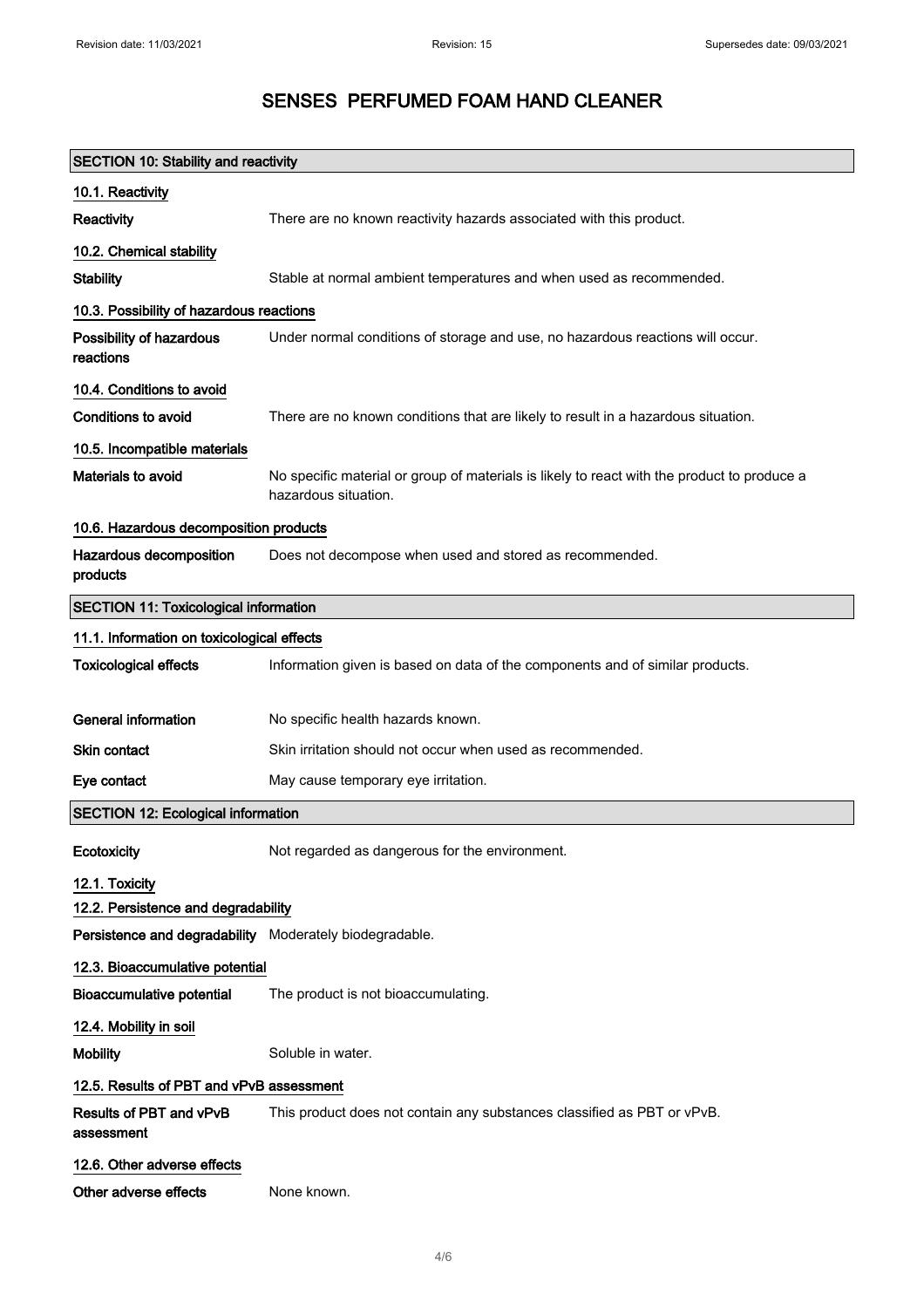# SENSES PERFUMED FOAM HAND CLEANER

## SECTION 10: Stability and reactivity

### 10.1. Reactivity

**Reactivity** There are no known reactivity hazards associated with this product.

### 10.2. Chemical stability

**Stability** Stable at normal ambient temperatures and when used as recommended.

### 10.3. Possibility of hazardous reactions

**Possibility of hazardous reactions** Under normal conditions of storage and use, no hazardous reactions will occur.

### 10.4. Conditions to avoid

**Conditions to avoid** There are no known conditions that are likely to result in a hazardous situation.

### 10.5. Incompatible materials

**Materials to avoid** No specific material or group of materials is likely to react with the product to produce a hazardous situation.

### 10.6. Hazardous decomposition products

**Hazardous decomposition products** Does not decompose when used and stored as recommended.

## SECTION 11: Toxicological information

### 11.1. Information on toxicological effects

**Toxicological effects** Information given is based on data of the components and of similar products.

**General information** No specific health hazards known.

**Skin contact** Skin irritation should not occur when used as recommended.

**Eye contact** May cause temporary eye irritation.

## SECTION 12: Ecological information

**Ecotoxicity** Not regarded as dangerous for the environment.

### 12.1. Toxicity

### 12.2. Persistence and degradability

**Persistence and degradability** Moderately biodegradable.

### 12.3. Bioaccumulative potential

**Bioaccumulative potential** The product is not bioaccumulating.

### 12.4. Mobility in soil

**Mobility** Soluble in water.

### 12.5. Results of PBT and vPvB assessment

**Results of PBT and vPvB assessment** This product does not contain any substances classified as PBT or vPvB.

### 12.6. Other adverse effects

**Other adverse effects** None known.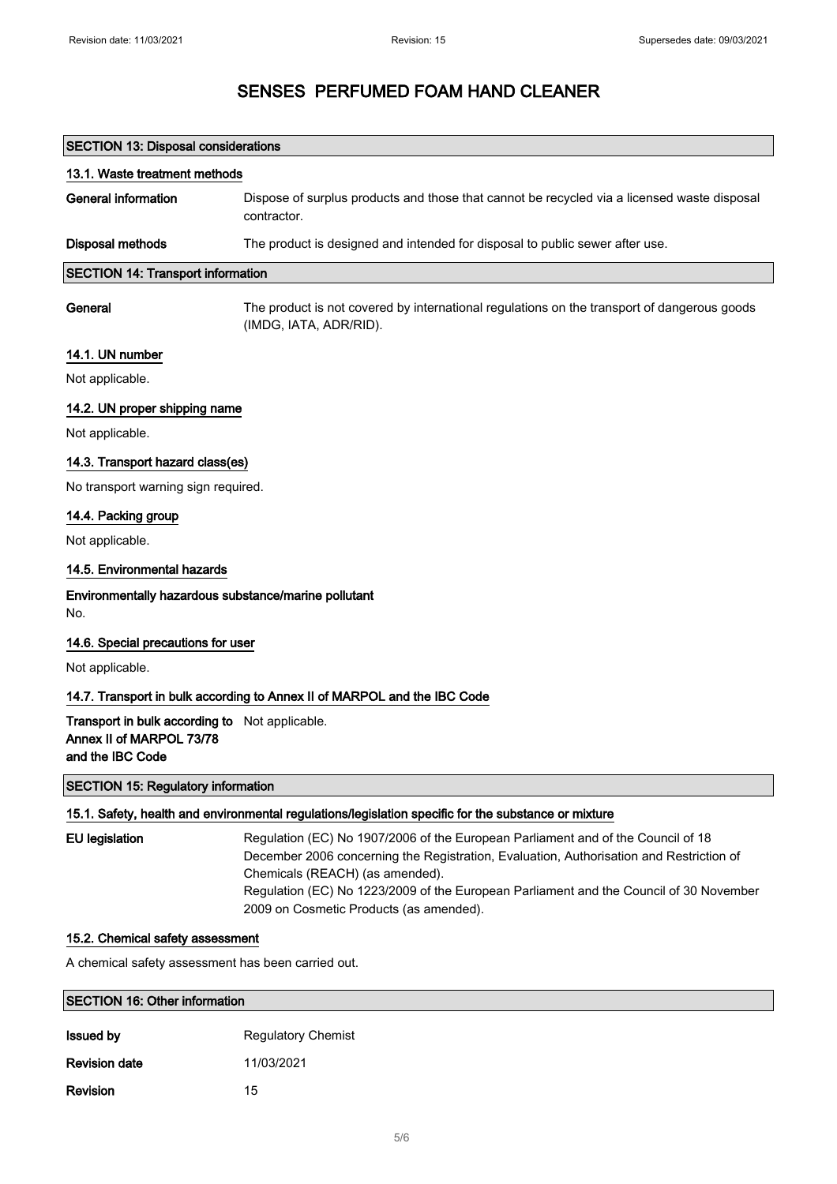# SENSES PERFUMED FOAM HAND CLEANER

## SECTION 13: Disposal considerations

### 13.1. Waste treatment methods

**General information** Dispose of surplus products and those that cannot be recycled via a licensed waste disposal contractor.

**Disposal methods** The product is designed and intended for disposal to public sewer after use.

## SECTION 14: Transport information

**General** The product is not covered by international regulations on the transport of dangerous goods (IMDG, IATA, ADR/RID).

### 14.1. UN number

Not applicable.

### 14.2. UN proper shipping name

Not applicable.

### 14.3. Transport hazard class(es)

No transport warning sign required.

### 14.4. Packing group

Not applicable.

### 14.5. Environmental hazards

**Environmentally hazardous substance/marine pollutant**

No.

### 14.6. Special precautions for user

Not applicable.

### 14.7. Transport in bulk according to Annex II of MARPOL and the IBC Code

**Transport in bulk according to Annex II of MARPOL 73/78 and the IBC Code** Not applicable.

## SECTION 15: Regulatory information

### 15.1. Safety, health and environmental regulations/legislation specific for the substance or mixture

**EU legislation** Regulation (EC) No 1907/2006 of the European Parliament and of the Council of 18 December 2006 concerning the Registration, Evaluation, Authorisation and Restriction of Chemicals (REACH) (as amended).
Regulation (EC) No 1223/2009 of the European Parliament and the Council of 30 November 2009 on Cosmetic Products (as amended).

### 15.2. Chemical safety assessment

A chemical safety assessment has been carried out.

## SECTION 16: Other information

**Issued by** Regulatory Chemist

**Revision date** 11/03/2021

**Revision** 15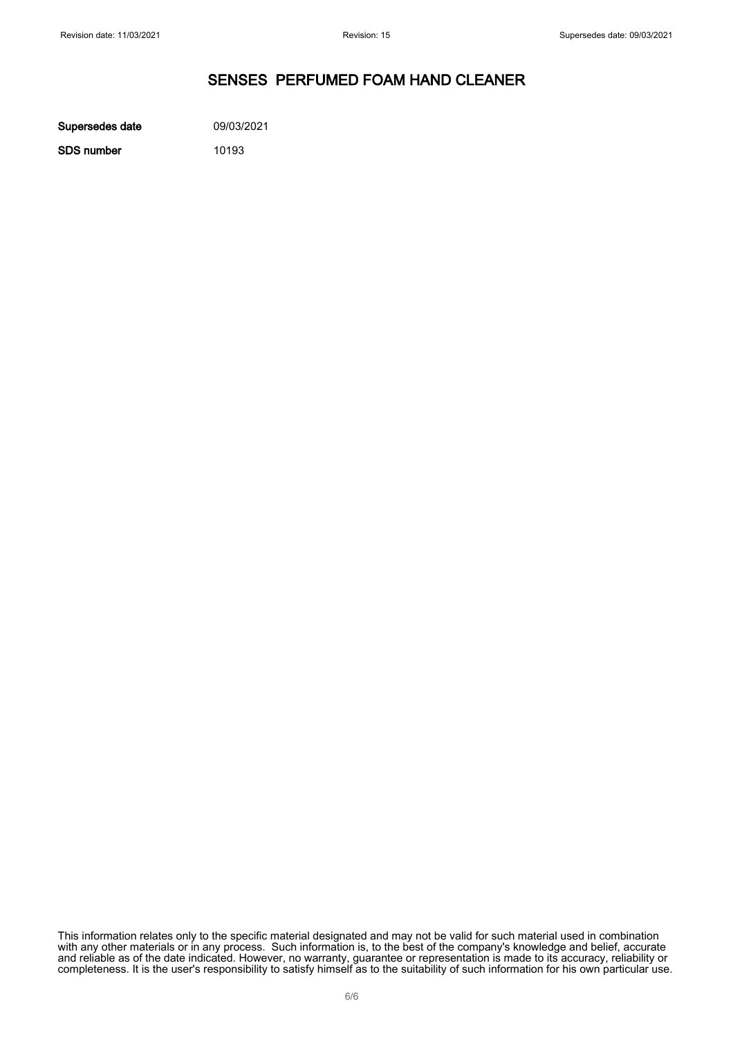**Supersedes date** 09/03/2021

**SDS number** 10193

This information relates only to the specific material designated and may not be valid for such material used in combination with any other materials or in any process. Such information is, to the best of the company's knowledge and belief, accurate and reliable as of the date indicated. However, no warranty, guarantee or representation is made to its accuracy, reliability or completeness. It is the user's responsibility to satisfy himself as to the suitability of such information for his own particular use.